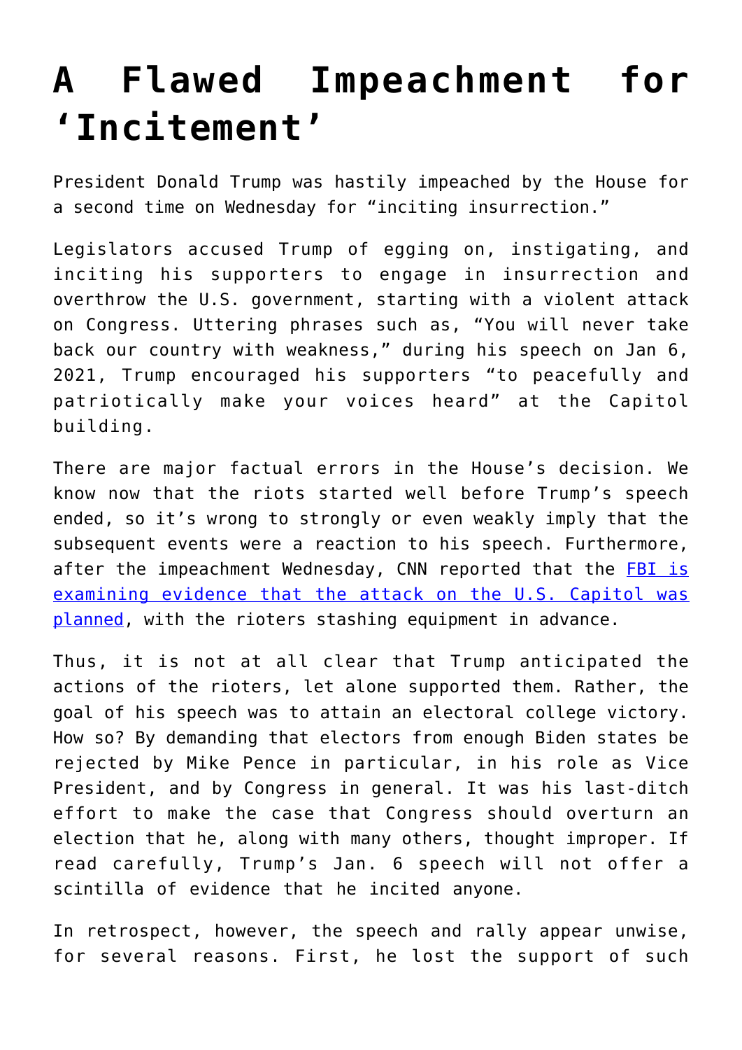# A Flawed Impeachment for 'Incitement'

President Donald Trump was hastily impeached by the House for a second time on Wednesday for "inciting insurrection."

Legislators accused Trump of egging on, instigating, and inciting his supporters to engage in insurrection and overthrow the U.S. government, starting with a violent attack on Congress. Uttering phrases such as, "You will never take back our country with weakness," during his speech on Jan 6, 2021, Trump encouraged his supporters "to peacefully and patriotically make your voices heard" at the Capitol building.

There are major factual errors in the House's decision. We know now that the riots started well before Trump's speech ended, so it's wrong to strongly or even weakly imply that the subsequent events were a reaction to his speech. Furthermore, after the impeachment Wednesday, CNN reported that the FBI is examining evidence that the attack on the U.S. Capitol was planned, with the rioters stashing equipment in advance.

Thus, it is not at all clear that Trump anticipated the actions of the rioters, let alone supported them. Rather, the goal of his speech was to attain an electoral college victory. How so? By demanding that electors from enough Biden states be rejected by Mike Pence in particular, in his role as Vice President, and by Congress in general. It was his last-ditch effort to make the case that Congress should overturn an election that he, along with many others, thought improper. If read carefully, Trump's Jan. 6 speech will not offer a scintilla of evidence that he incited anyone.

In retrospect, however, the speech and rally appear unwise, for several reasons. First, he lost the support of such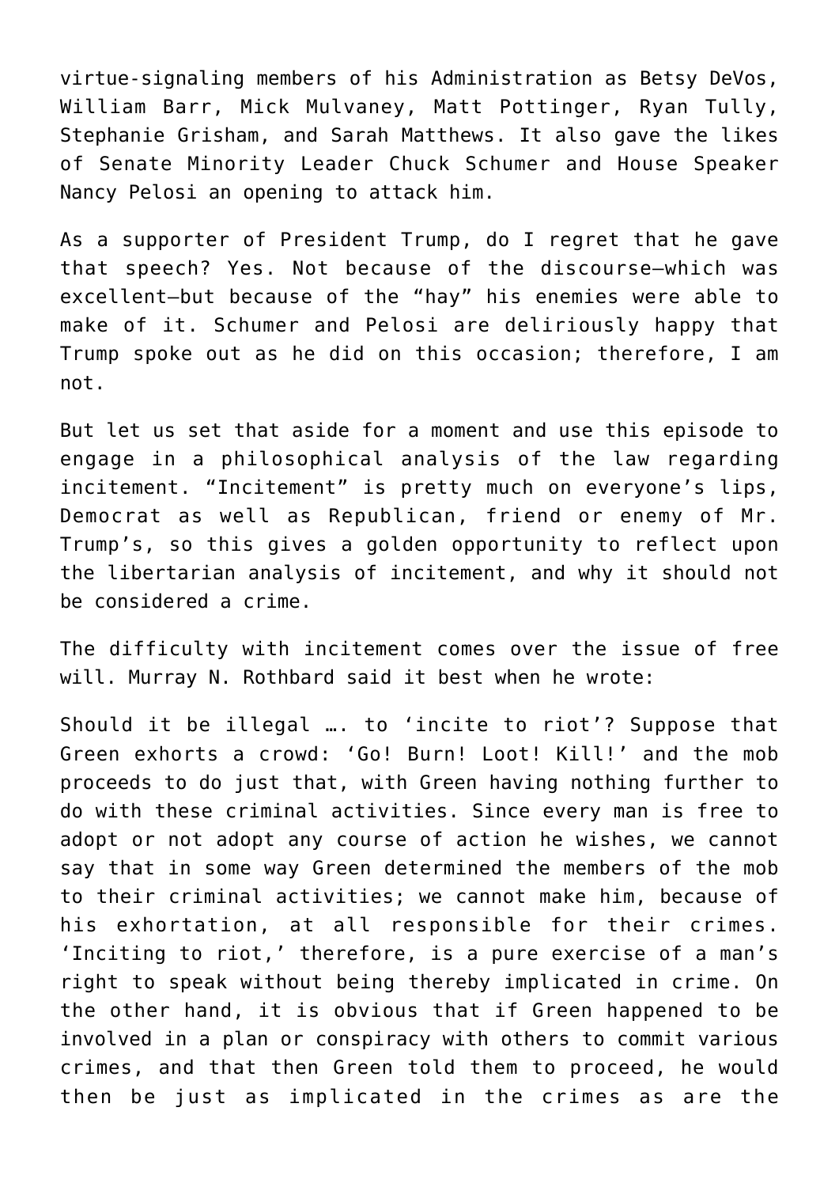virtue-signaling members of his Administration as Betsy DeVos, William Barr, Mick Mulvaney, Matt Pottinger, Ryan Tully, Stephanie Grisham, and Sarah Matthews. It also gave the likes of Senate Minority Leader Chuck Schumer and House Speaker Nancy Pelosi an opening to attack him.

As a supporter of President Trump, do I regret that he gave that speech? Yes. Not because of the discourse—which was excellent—but because of the "hay" his enemies were able to make of it. Schumer and Pelosi are deliriously happy that Trump spoke out as he did on this occasion; therefore, I am not.

But let us set that aside for a moment and use this episode to engage in a philosophical analysis of the law regarding incitement. "Incitement" is pretty much on everyone's lips, Democrat as well as Republican, friend or enemy of Mr. Trump's, so this gives a golden opportunity to reflect upon the libertarian analysis of incitement, and why it should not be considered a crime.

The difficulty with incitement comes over the issue of free will. Murray N. Rothbard said it best when he wrote:

Should it be illegal …. to 'incite to riot'? Suppose that Green exhorts a crowd: 'Go! Burn! Loot! Kill!' and the mob proceeds to do just that, with Green having nothing further to do with these criminal activities. Since every man is free to adopt or not adopt any course of action he wishes, we cannot say that in some way Green determined the members of the mob to their criminal activities; we cannot make him, because of his exhortation, at all responsible for their crimes. 'Inciting to riot,' therefore, is a pure exercise of a man's right to speak without being thereby implicated in crime. On the other hand, it is obvious that if Green happened to be involved in a plan or conspiracy with others to commit various crimes, and that then Green told them to proceed, he would then be just as implicated in the crimes as are the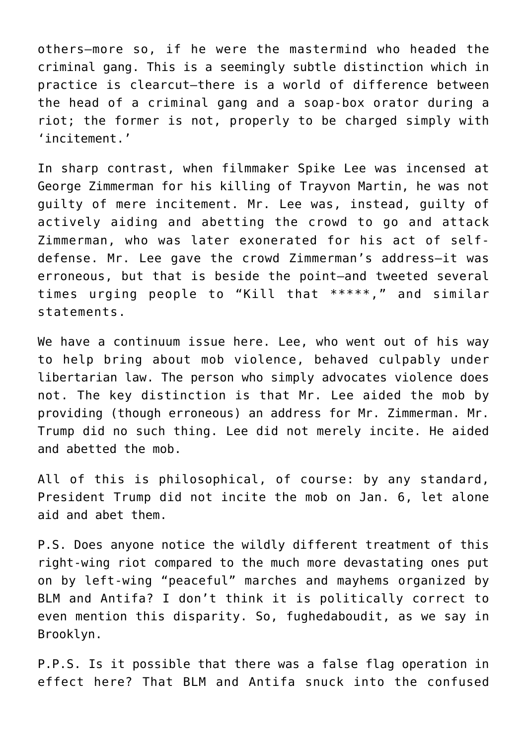others—more so, if he were the mastermind who headed the criminal gang. This is a seemingly subtle distinction which in practice is clearcut—there is a world of difference between the head of a criminal gang and a soap-box orator during a riot; the former is not, properly to be charged simply with 'incitement.'

In sharp contrast, when filmmaker Spike Lee was incensed at George Zimmerman for his killing of Trayvon Martin, he was not guilty of mere incitement. Mr. Lee was, instead, guilty of actively aiding and abetting the crowd to go and attack Zimmerman, who was later exonerated for his act of self-defense. Mr. Lee gave the crowd Zimmerman's address—it was erroneous, but that is beside the point—and tweeted several times urging people to "Kill that *****," and similar statements.

We have a continuum issue here. Lee, who went out of his way to help bring about mob violence, behaved culpably under libertarian law. The person who simply advocates violence does not. The key distinction is that Mr. Lee aided the mob by providing (though erroneous) an address for Mr. Zimmerman. Mr. Trump did no such thing. Lee did not merely incite. He aided and abetted the mob.

All of this is philosophical, of course: by any standard, President Trump did not incite the mob on Jan. 6, let alone aid and abet them.

P.S. Does anyone notice the wildly different treatment of this right-wing riot compared to the much more devastating ones put on by left-wing "peaceful" marches and mayhems organized by BLM and Antifa? I don't think it is politically correct to even mention this disparity. So, fughedaboudit, as we say in Brooklyn.

P.P.S. Is it possible that there was a false flag operation in effect here? That BLM and Antifa snuck into the confused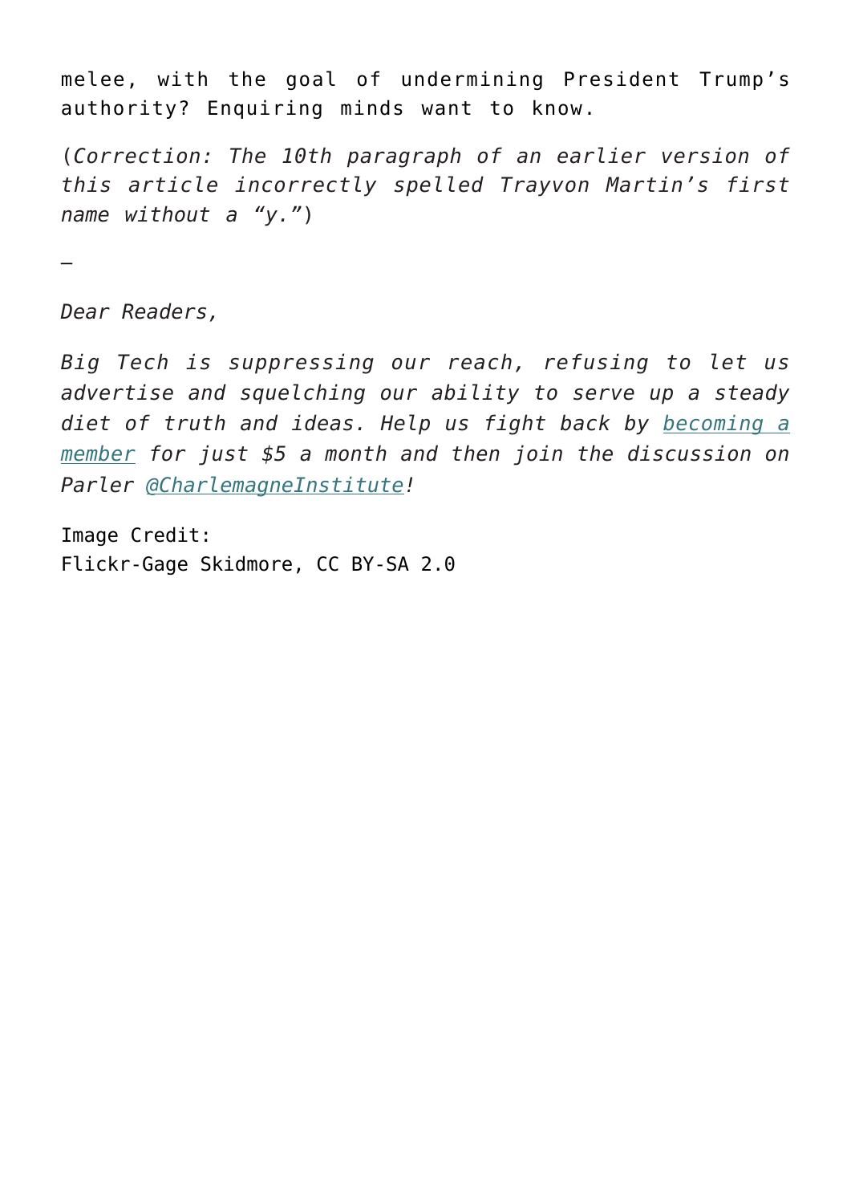melee, with the goal of undermining President Trump's authority? Enquiring minds want to know.

(*Correction: The 10th paragraph of an earlier version of this article incorrectly spelled Trayvon Martin's first name without a "y."*)

—

*Dear Readers,*

*Big Tech is suppressing our reach, refusing to let us advertise and squelching our ability to serve up a steady diet of truth and ideas. Help us fight back by [becoming a member] for just $5 a month and then join the discussion on Parler [@CharlemagneInstitute]!*

Image Credit:
Flickr-Gage Skidmore, CC BY-SA 2.0